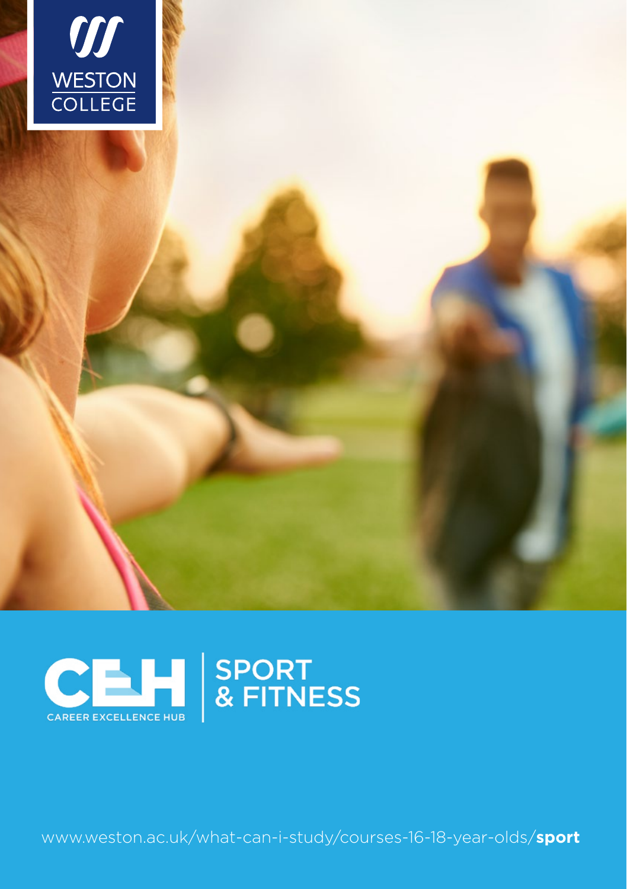WESTON COLLEGE

CEH CAREER EXCELLENCE HUB

# SPORT & FITNESS

www.weston.ac.uk/what-can-i-study/courses-16-18-year-olds/**sport**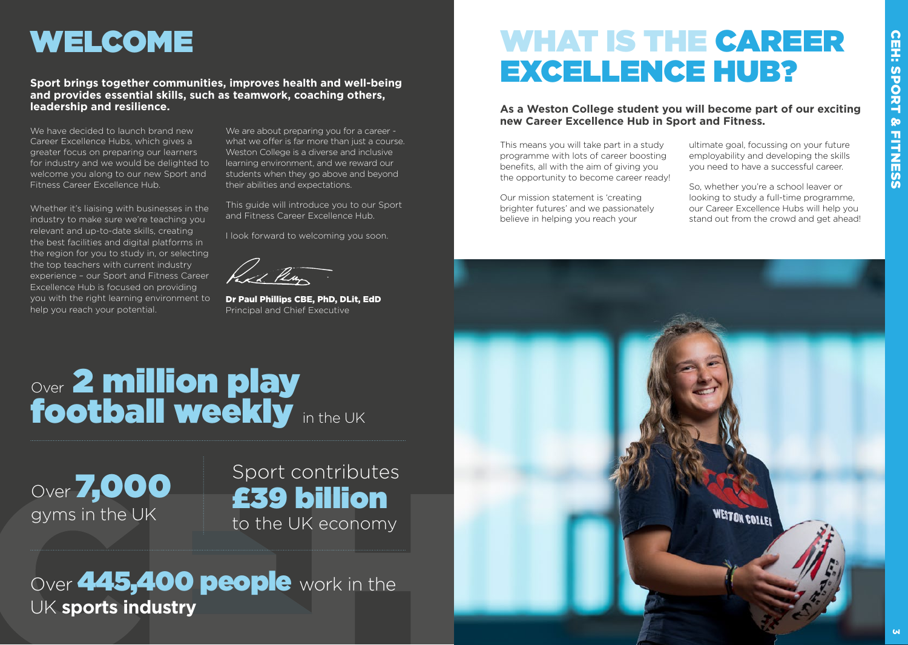# WELCOME

**Sport brings together communities, improves health and well-being and provides essential skills, such as teamwork, coaching others, leadership and resilience.**

We have decided to launch brand new Career Excellence Hubs, which gives a greater focus on preparing our learners for industry and we would be delighted to welcome you along to our new Sport and Fitness Career Excellence Hub.

Whether it's liaising with businesses in the industry to make sure we're teaching you relevant and up-to-date skills, creating the best facilities and digital platforms in the region for you to study in, or selecting the top teachers with current industry experience – our Sport and Fitness Career Excellence Hub is focused on providing you with the right learning environment to help you reach your potential.

We are about preparing you for a career - what we offer is far more than just a course. Weston College is a diverse and inclusive learning environment, and we reward our students when they go above and beyond their abilities and expectations.

This guide will introduce you to our Sport and Fitness Career Excellence Hub.

I look forward to welcoming you soon.

**Dr Paul Phillips CBE, PhD, DLit, EdD**
Principal and Chief Executive

Over **2 million play football weekly** in the UK

Over **7,000** gyms in the UK

Sport contributes **£39 billion** to the UK economy

Over **445,400 people** work in the UK **sports industry**

# WHAT IS THE CAREER EXCELLENCE HUB?

**As a Weston College student you will become part of our exciting new Career Excellence Hub in Sport and Fitness.**

This means you will take part in a study programme with lots of career boosting benefits, all with the aim of giving you the opportunity to become career ready!

Our mission statement is 'creating brighter futures' and we passionately believe in helping you reach your ultimate goal, focussing on your future employability and developing the skills you need to have a successful career.

So, whether you're a school leaver or looking to study a full-time programme, our Career Excellence Hubs will help you stand out from the crowd and get ahead!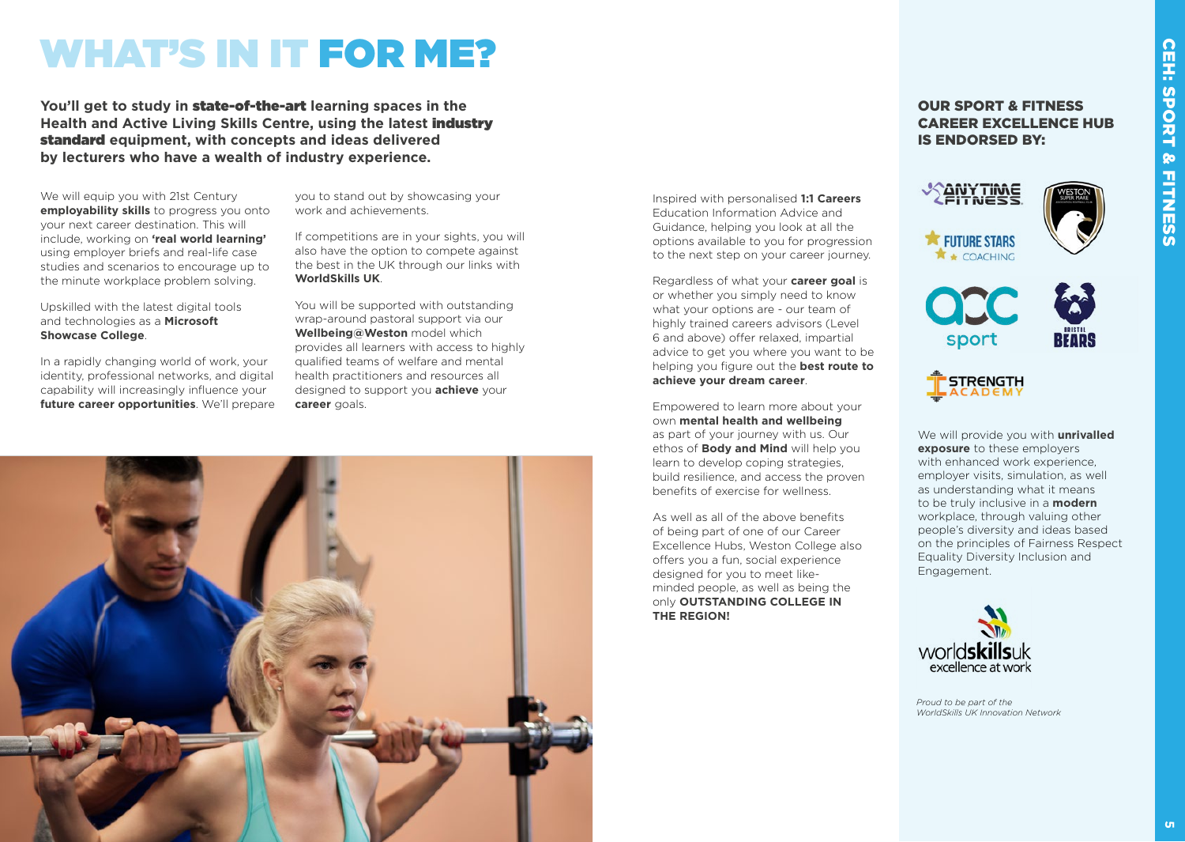# WHAT'S IN IT FOR ME?

**You'll get to study in state-of-the-art learning spaces in the Health and Active Living Skills Centre, using the latest industry standard equipment, with concepts and ideas delivered by lecturers who have a wealth of industry experience.**

We will equip you with 21st Century **employability skills** to progress you onto your next career destination. This will include, working on **'real world learning'** using employer briefs and real-life case studies and scenarios to encourage up to the minute workplace problem solving.

Upskilled with the latest digital tools and technologies as a **Microsoft Showcase College**.

In a rapidly changing world of work, your identity, professional networks, and digital capability will increasingly influence your **future career opportunities**. We'll prepare you to stand out by showcasing your work and achievements.

If competitions are in your sights, you will also have the option to compete against the best in the UK through our links with **WorldSkills UK**.

You will be supported with outstanding wrap-around pastoral support via our **Wellbeing@Weston** model which provides all learners with access to highly qualified teams of welfare and mental health practitioners and resources all designed to support you **achieve** your **career** goals.

Inspired with personalised **1:1 Careers** Education Information Advice and Guidance, helping you look at all the options available to you for progression to the next step on your career journey.

Regardless of what your **career goal** is or whether you simply need to know what your options are - our team of highly trained careers advisors (Level 6 and above) offer relaxed, impartial advice to get you where you want to be helping you figure out the **best route to achieve your dream career**.

Empowered to learn more about your own **mental health and wellbeing** as part of your journey with us. Our ethos of **Body and Mind** will help you learn to develop coping strategies, build resilience, and access the proven benefits of exercise for wellness.

As well as all of the above benefits of being part of one of our Career Excellence Hubs, Weston College also offers you a fun, social experience designed for you to meet like-minded people, as well as being the only **OUTSTANDING COLLEGE IN THE REGION!**

## OUR SPORT & FITNESS CAREER EXCELLENCE HUB IS ENDORSED BY:

We will provide you with **unrivalled exposure** to these employers with enhanced work experience, employer visits, simulation, as well as understanding what it means to be truly inclusive in a **modern** workplace, through valuing other people's diversity and ideas based on the principles of Fairness Respect Equality Diversity Inclusion and Engagement.

*Proud to be part of the WorldSkills UK Innovation Network*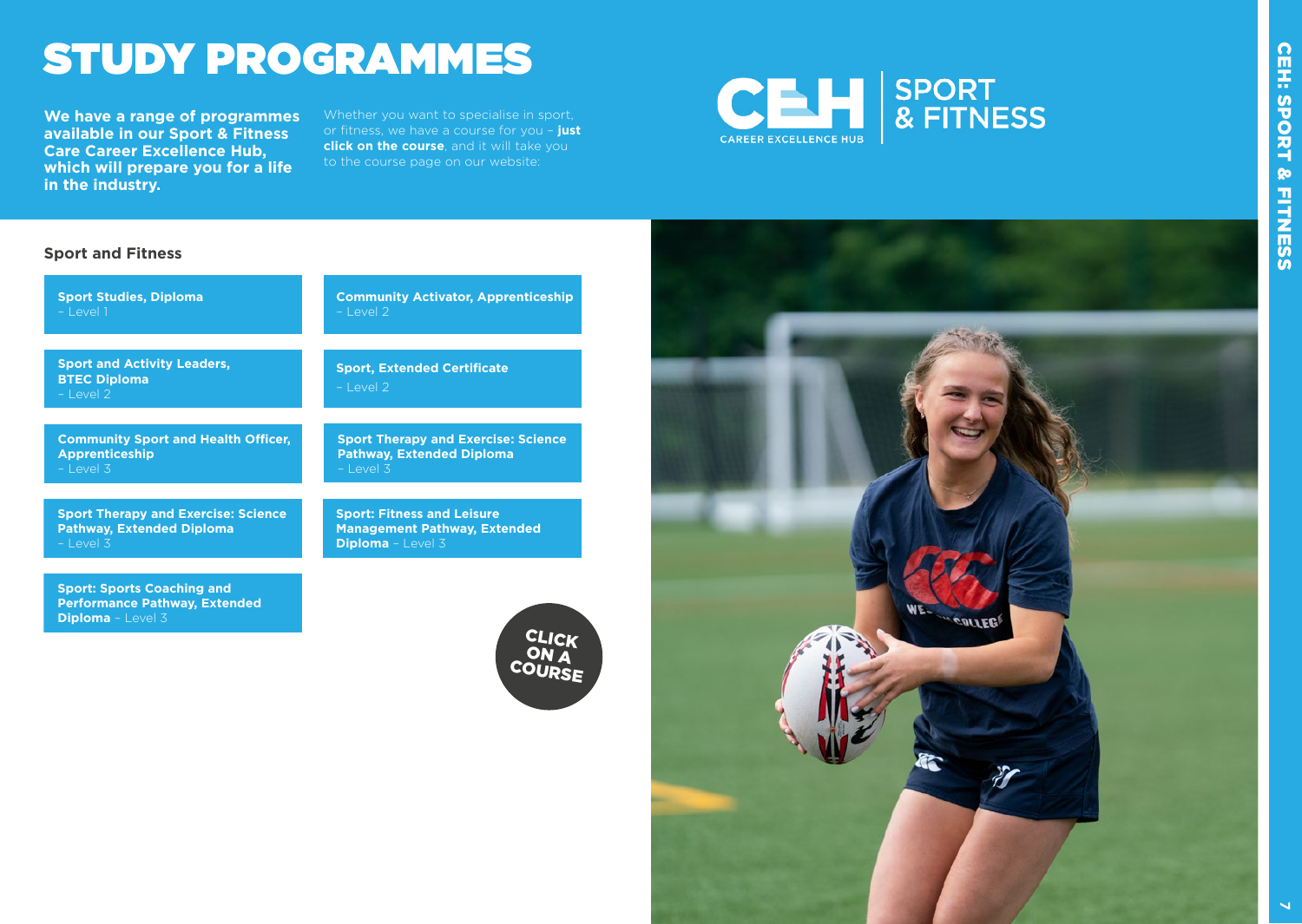# STUDY PROGRAMMES

**We have a range of programmes available in our Sport & Fitness Care Career Excellence Hub, which will prepare you for a life in the industry.**

Whether you want to specialise in sport, or fitness, we have a course for you – **just click on the course**, and it will take you to the course page on our website:

CEH CAREER EXCELLENCE HUB | SPORT & FITNESS

## Sport and Fitness

- **Sport Studies, Diploma** – Level 1
- **Sport and Activity Leaders, BTEC Diploma** – Level 2
- **Community Sport and Health Officer, Apprenticeship** – Level 3
- **Sport Therapy and Exercise: Science Pathway, Extended Diploma** – Level 3
- **Sport: Sports Coaching and Performance Pathway, Extended Diploma** – Level 3
- **Community Activator, Apprenticeship** – Level 2
- **Sport, Extended Certificate** – Level 2
- **Sport Therapy and Exercise: Science Pathway, Extended Diploma** – Level 3
- **Sport: Fitness and Leisure Management Pathway, Extended Diploma** – Level 3

CLICK ON A COURSE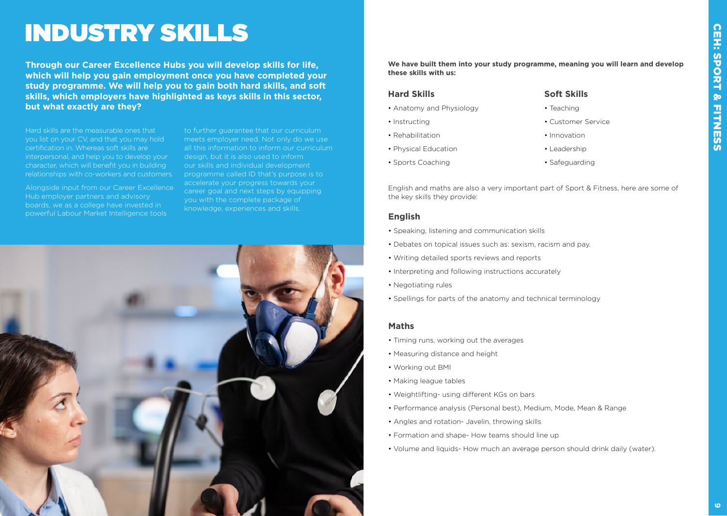# INDUSTRY SKILLS

**Through our Career Excellence Hubs you will develop skills for life, which will help you gain employment once you have completed your study programme. We will help you to gain both hard skills, and soft skills, which employers have highlighted as keys skills in this sector, but what exactly are they?**

Hard skills are the measurable ones that you list on your CV, and that you may hold certification in. Whereas soft skills are interpersonal, and help you to develop your character, which will benefit you in building relationships with co-workers and customers.

Alongside input from our Career Excellence Hub employer partners and advisory boards, we as a college have invested in powerful Labour Market Intelligence tools to further guarantee that our curriculum meets employer need. Not only do we use all this information to inform our curriculum design, but it is also used to inform our skills and individual development programme called ID that's purpose is to accelerate your progress towards your career goal and next steps by equipping you with the complete package of knowledge, experiences and skills.

**We have built them into your study programme, meaning you will learn and develop these skills with us:**

### Hard Skills

- Anatomy and Physiology
- Instructing
- Rehabilitation
- Physical Education
- Sports Coaching

### Soft Skills

- Teaching
- Customer Service
- Innovation
- Leadership
- Safeguarding

English and maths are also a very important part of Sport & Fitness, here are some of the key skills they provide:

### English

- Speaking, listening and communication skills
- Debates on topical issues such as: sexism, racism and pay.
- Writing detailed sports reviews and reports
- Interpreting and following instructions accurately
- Negotiating rules
- Spellings for parts of the anatomy and technical terminology

### Maths

- Timing runs, working out the averages
- Measuring distance and height
- Working out BMI
- Making league tables
- Weightlifting- using different KGs on bars
- Performance analysis (Personal best), Medium, Mode, Mean & Range
- Angles and rotation- Javelin, throwing skills
- Formation and shape- How teams should line up
- Volume and liquids- How much an average person should drink daily (water).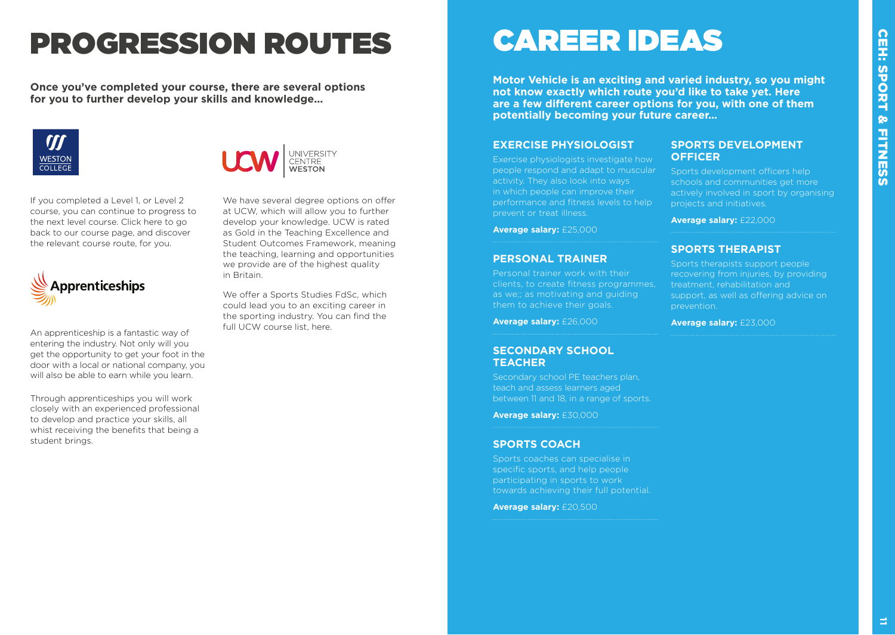# PROGRESSION ROUTES

**Once you've completed your course, there are several options for you to further develop your skills and knowledge...**

WESTON COLLEGE

If you completed a Level 1, or Level 2 course, you can continue to progress to the next level course. Click here to go back to our course page, and discover the relevant course route, for you.

Apprenticeships

An apprenticeship is a fantastic way of entering the industry. Not only will you get the opportunity to get your foot in the door with a local or national company, you will also be able to earn while you learn.

Through apprenticeships you will work closely with an experienced professional to develop and practice your skills, all whist receiving the benefits that being a student brings.

UCW UNIVERSITY CENTRE WESTON

We have several degree options on offer at UCW, which will allow you to further develop your knowledge. UCW is rated as Gold in the Teaching Excellence and Student Outcomes Framework, meaning the teaching, learning and opportunities we provide are of the highest quality in Britain.

We offer a Sports Studies FdSc, which could lead you to an exciting career in the sporting industry. You can find the full UCW course list, here.

# CAREER IDEAS

**Motor Vehicle is an exciting and varied industry, so you might not know exactly which route you'd like to take yet. Here are a few different career options for you, with one of them potentially becoming your future career...**

### EXERCISE PHYSIOLOGIST

Exercise physiologists investigate how people respond and adapt to muscular activity. They also look into ways in which people can improve their performance and fitness levels to help prevent or treat illness.

**Average salary:** £25,000

### PERSONAL TRAINER

Personal trainer work with their clients, to create fitness programmes, as we;; as motivating and guiding them to achieve their goals.

**Average salary:** £26,000

### SECONDARY SCHOOL TEACHER

Secondary school PE teachers plan, teach and assess learners aged between 11 and 18, in a range of sports.

**Average salary:** £30,000

### SPORTS COACH

Sports coaches can specialise in specific sports, and help people participating in sports to work towards achieving their full potential.

**Average salary:** £20,500

### SPORTS DEVELOPMENT OFFICER

Sports development officers help schools and communities get more actively involved in sport by organising projects and initiatives.

**Average salary:** £22,000

### SPORTS THERAPIST

Sports therapists support people recovering from injuries, by providing treatment, rehabilitation and support, as well as offering advice on prevention.

**Average salary:** £23,000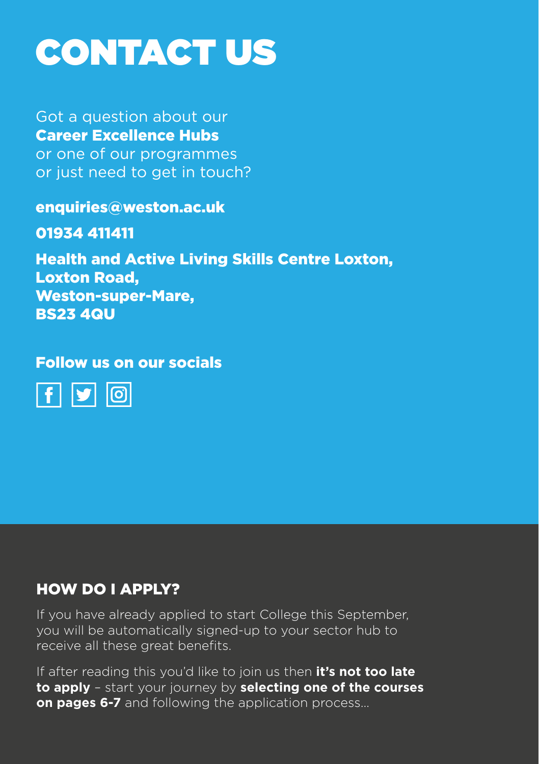# CONTACT US

Got a question about our **Career Excellence Hubs** or one of our programmes or just need to get in touch?

**enquiries@weston.ac.uk**

**01934 411411**

**Health and Active Living Skills Centre Loxton,**
**Loxton Road,**
**Weston-super-Mare,**
**BS23 4QU**

**Follow us on our socials**

## HOW DO I APPLY?

If you have already applied to start College this September, you will be automatically signed-up to your sector hub to receive all these great benefits.

If after reading this you'd like to join us then **it's not too late to apply** – start your journey by **selecting one of the courses on pages 6-7** and following the application process...